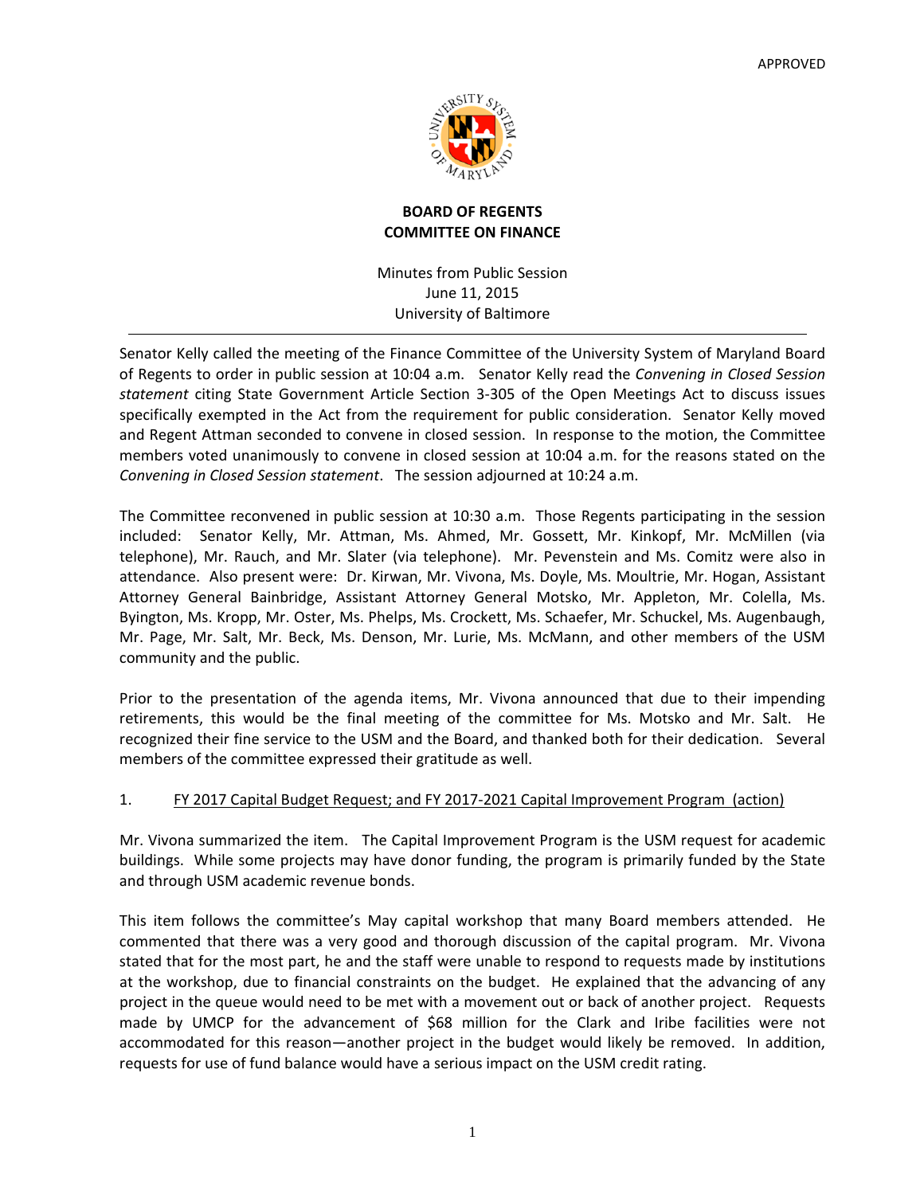APPROVED

**BOARD OF REGENTS**
**COMMITTEE ON FINANCE**

Minutes from Public Session
June 11, 2015
University of Baltimore

---

Senator Kelly called the meeting of the Finance Committee of the University System of Maryland Board of Regents to order in public session at 10:04 a.m. Senator Kelly read the *Convening in Closed Session statement* citing State Government Article Section 3-305 of the Open Meetings Act to discuss issues specifically exempted in the Act from the requirement for public consideration. Senator Kelly moved and Regent Attman seconded to convene in closed session. In response to the motion, the Committee members voted unanimously to convene in closed session at 10:04 a.m. for the reasons stated on the *Convening in Closed Session statement*. The session adjourned at 10:24 a.m.

The Committee reconvened in public session at 10:30 a.m. Those Regents participating in the session included: Senator Kelly, Mr. Attman, Ms. Ahmed, Mr. Gossett, Mr. Kinkopf, Mr. McMillen (via telephone), Mr. Rauch, and Mr. Slater (via telephone). Mr. Pevenstein and Ms. Comitz were also in attendance. Also present were: Dr. Kirwan, Mr. Vivona, Ms. Doyle, Ms. Moultrie, Mr. Hogan, Assistant Attorney General Bainbridge, Assistant Attorney General Motsko, Mr. Appleton, Mr. Colella, Ms. Byington, Ms. Kropp, Mr. Oster, Ms. Phelps, Ms. Crockett, Ms. Schaefer, Mr. Schuckel, Ms. Augenbaugh, Mr. Page, Mr. Salt, Mr. Beck, Ms. Denson, Mr. Lurie, Ms. McMann, and other members of the USM community and the public.

Prior to the presentation of the agenda items, Mr. Vivona announced that due to their impending retirements, this would be the final meeting of the committee for Ms. Motsko and Mr. Salt. He recognized their fine service to the USM and the Board, and thanked both for their dedication. Several members of the committee expressed their gratitude as well.

1. FY 2017 Capital Budget Request; and FY 2017-2021 Capital Improvement Program (action)

Mr. Vivona summarized the item. The Capital Improvement Program is the USM request for academic buildings. While some projects may have donor funding, the program is primarily funded by the State and through USM academic revenue bonds.

This item follows the committee's May capital workshop that many Board members attended. He commented that there was a very good and thorough discussion of the capital program. Mr. Vivona stated that for the most part, he and the staff were unable to respond to requests made by institutions at the workshop, due to financial constraints on the budget. He explained that the advancing of any project in the queue would need to be met with a movement out or back of another project. Requests made by UMCP for the advancement of \$68 million for the Clark and Iribe facilities were not accommodated for this reason—another project in the budget would likely be removed. In addition, requests for use of fund balance would have a serious impact on the USM credit rating.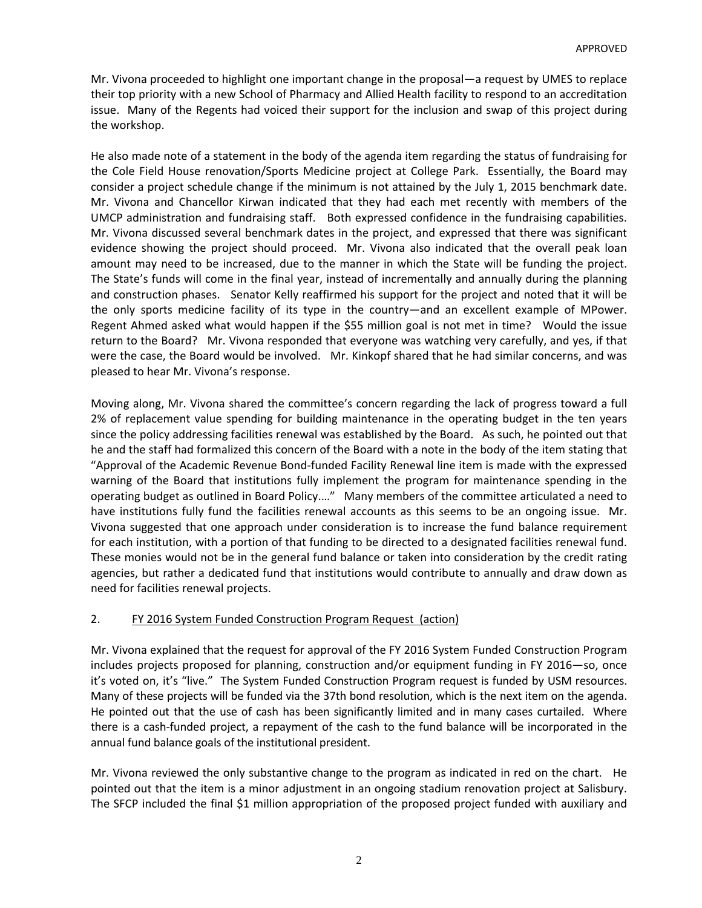Mr. Vivona proceeded to highlight one important change in the proposal—a request by UMES to replace their top priority with a new School of Pharmacy and Allied Health facility to respond to an accreditation issue. Many of the Regents had voiced their support for the inclusion and swap of this project during the workshop.

He also made note of a statement in the body of the agenda item regarding the status of fundraising for the Cole Field House renovation/Sports Medicine project at College Park. Essentially, the Board may consider a project schedule change if the minimum is not attained by the July 1, 2015 benchmark date. Mr. Vivona and Chancellor Kirwan indicated that they had each met recently with members of the UMCP administration and fundraising staff. Both expressed confidence in the fundraising capabilities. Mr. Vivona discussed several benchmark dates in the project, and expressed that there was significant evidence showing the project should proceed. Mr. Vivona also indicated that the overall peak loan amount may need to be increased, due to the manner in which the State will be funding the project. The State's funds will come in the final year, instead of incrementally and annually during the planning and construction phases. Senator Kelly reaffirmed his support for the project and noted that it will be the only sports medicine facility of its type in the country—and an excellent example of MPower. Regent Ahmed asked what would happen if the $55 million goal is not met in time? Would the issue return to the Board? Mr. Vivona responded that everyone was watching very carefully, and yes, if that were the case, the Board would be involved. Mr. Kinkopf shared that he had similar concerns, and was pleased to hear Mr. Vivona's response.

Moving along, Mr. Vivona shared the committee's concern regarding the lack of progress toward a full 2% of replacement value spending for building maintenance in the operating budget in the ten years since the policy addressing facilities renewal was established by the Board. As such, he pointed out that he and the staff had formalized this concern of the Board with a note in the body of the item stating that "Approval of the Academic Revenue Bond-funded Facility Renewal line item is made with the expressed warning of the Board that institutions fully implement the program for maintenance spending in the operating budget as outlined in Board Policy…." Many members of the committee articulated a need to have institutions fully fund the facilities renewal accounts as this seems to be an ongoing issue. Mr. Vivona suggested that one approach under consideration is to increase the fund balance requirement for each institution, with a portion of that funding to be directed to a designated facilities renewal fund. These monies would not be in the general fund balance or taken into consideration by the credit rating agencies, but rather a dedicated fund that institutions would contribute to annually and draw down as need for facilities renewal projects.

2. FY 2016 System Funded Construction Program Request (action)

Mr. Vivona explained that the request for approval of the FY 2016 System Funded Construction Program includes projects proposed for planning, construction and/or equipment funding in FY 2016—so, once it's voted on, it's "live." The System Funded Construction Program request is funded by USM resources. Many of these projects will be funded via the 37th bond resolution, which is the next item on the agenda. He pointed out that the use of cash has been significantly limited and in many cases curtailed. Where there is a cash-funded project, a repayment of the cash to the fund balance will be incorporated in the annual fund balance goals of the institutional president.

Mr. Vivona reviewed the only substantive change to the program as indicated in red on the chart. He pointed out that the item is a minor adjustment in an ongoing stadium renovation project at Salisbury. The SFCP included the final $1 million appropriation of the proposed project funded with auxiliary and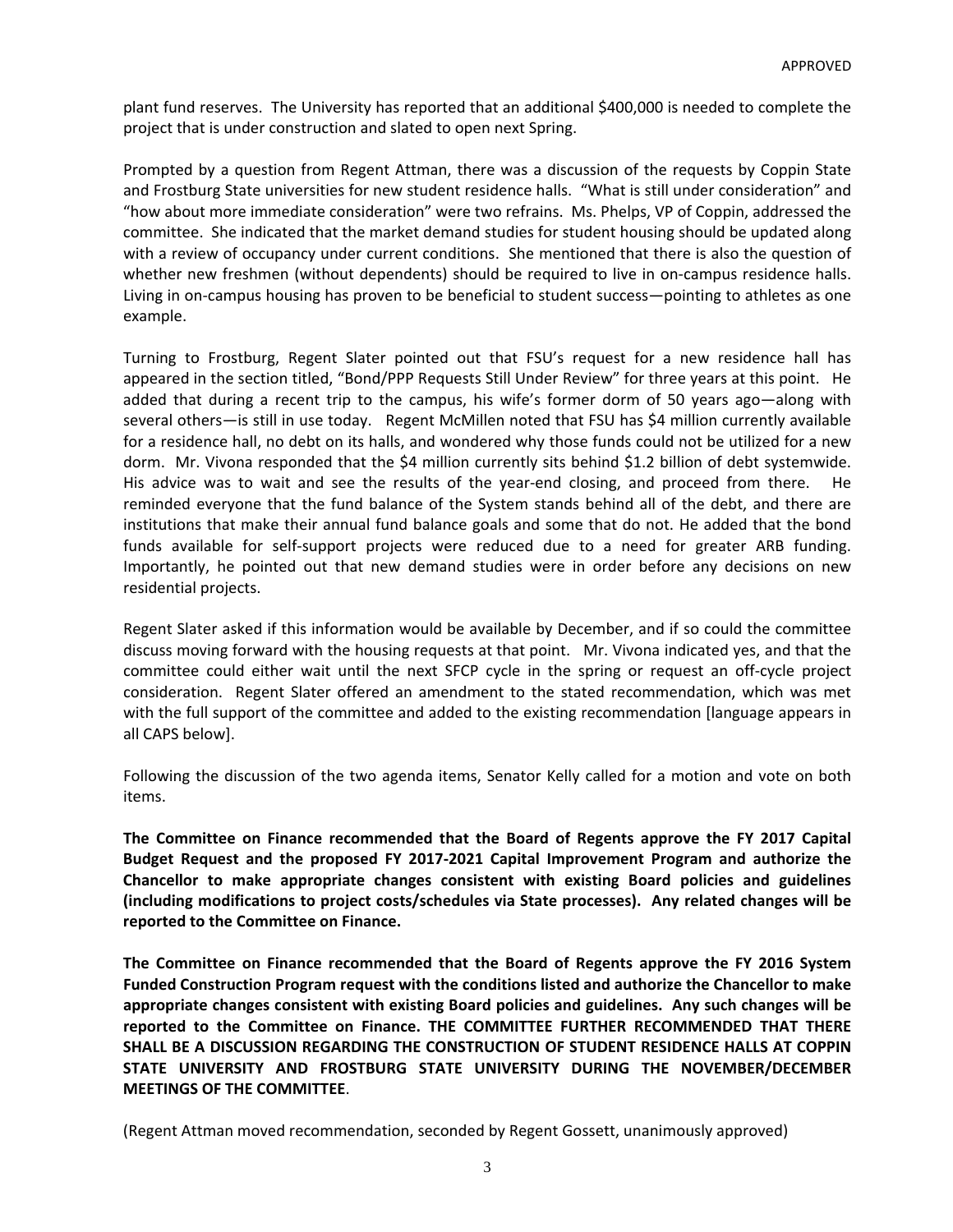plant fund reserves. The University has reported that an additional $400,000 is needed to complete the project that is under construction and slated to open next Spring.

Prompted by a question from Regent Attman, there was a discussion of the requests by Coppin State and Frostburg State universities for new student residence halls. "What is still under consideration" and "how about more immediate consideration" were two refrains. Ms. Phelps, VP of Coppin, addressed the committee. She indicated that the market demand studies for student housing should be updated along with a review of occupancy under current conditions. She mentioned that there is also the question of whether new freshmen (without dependents) should be required to live in on-campus residence halls. Living in on-campus housing has proven to be beneficial to student success—pointing to athletes as one example.

Turning to Frostburg, Regent Slater pointed out that FSU's request for a new residence hall has appeared in the section titled, "Bond/PPP Requests Still Under Review" for three years at this point. He added that during a recent trip to the campus, his wife's former dorm of 50 years ago—along with several others—is still in use today. Regent McMillen noted that FSU has $4 million currently available for a residence hall, no debt on its halls, and wondered why those funds could not be utilized for a new dorm. Mr. Vivona responded that the $4 million currently sits behind $1.2 billion of debt systemwide. His advice was to wait and see the results of the year-end closing, and proceed from there. He reminded everyone that the fund balance of the System stands behind all of the debt, and there are institutions that make their annual fund balance goals and some that do not. He added that the bond funds available for self-support projects were reduced due to a need for greater ARB funding. Importantly, he pointed out that new demand studies were in order before any decisions on new residential projects.

Regent Slater asked if this information would be available by December, and if so could the committee discuss moving forward with the housing requests at that point. Mr. Vivona indicated yes, and that the committee could either wait until the next SFCP cycle in the spring or request an off-cycle project consideration. Regent Slater offered an amendment to the stated recommendation, which was met with the full support of the committee and added to the existing recommendation [language appears in all CAPS below].

Following the discussion of the two agenda items, Senator Kelly called for a motion and vote on both items.

**The Committee on Finance recommended that the Board of Regents approve the FY 2017 Capital Budget Request and the proposed FY 2017-2021 Capital Improvement Program and authorize the Chancellor to make appropriate changes consistent with existing Board policies and guidelines (including modifications to project costs/schedules via State processes). Any related changes will be reported to the Committee on Finance.**

**The Committee on Finance recommended that the Board of Regents approve the FY 2016 System Funded Construction Program request with the conditions listed and authorize the Chancellor to make appropriate changes consistent with existing Board policies and guidelines. Any such changes will be reported to the Committee on Finance. THE COMMITTEE FURTHER RECOMMENDED THAT THERE SHALL BE A DISCUSSION REGARDING THE CONSTRUCTION OF STUDENT RESIDENCE HALLS AT COPPIN STATE UNIVERSITY AND FROSTBURG STATE UNIVERSITY DURING THE NOVEMBER/DECEMBER MEETINGS OF THE COMMITTEE.**

(Regent Attman moved recommendation, seconded by Regent Gossett, unanimously approved)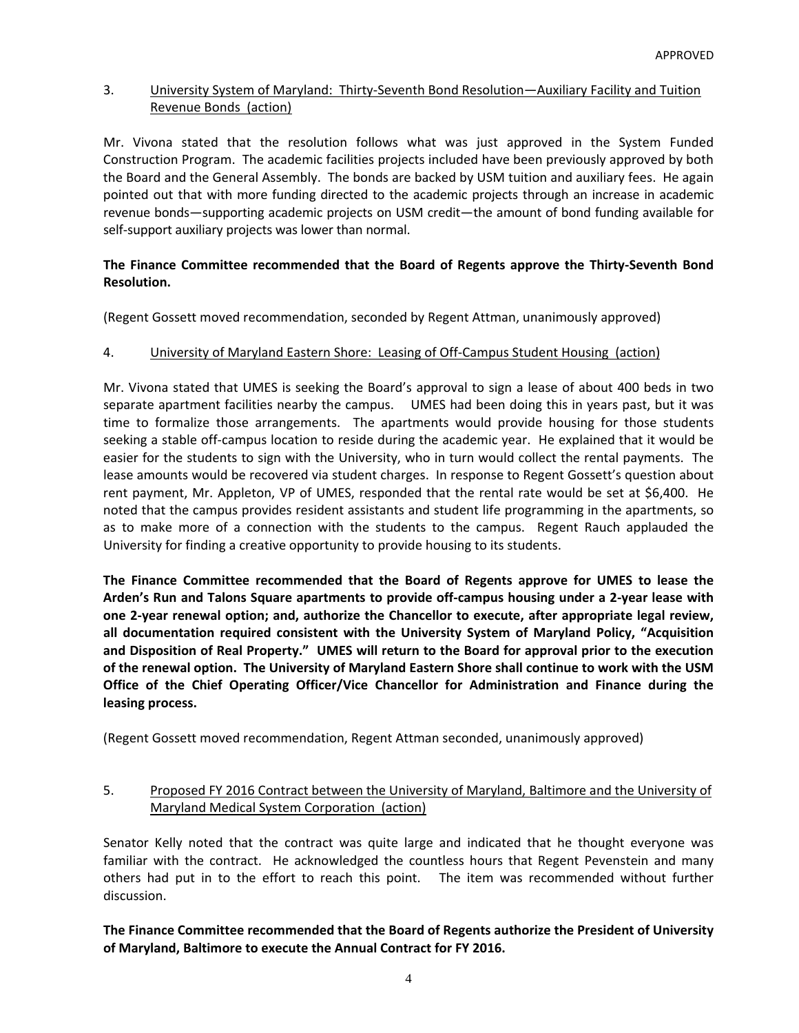3. <u>University System of Maryland: Thirty-Seventh Bond Resolution—Auxiliary Facility and Tuition Revenue Bonds (action)</u>

Mr. Vivona stated that the resolution follows what was just approved in the System Funded Construction Program. The academic facilities projects included have been previously approved by both the Board and the General Assembly. The bonds are backed by USM tuition and auxiliary fees. He again pointed out that with more funding directed to the academic projects through an increase in academic revenue bonds—supporting academic projects on USM credit—the amount of bond funding available for self-support auxiliary projects was lower than normal.

**The Finance Committee recommended that the Board of Regents approve the Thirty-Seventh Bond Resolution.**

(Regent Gossett moved recommendation, seconded by Regent Attman, unanimously approved)

4. <u>University of Maryland Eastern Shore: Leasing of Off-Campus Student Housing (action)</u>

Mr. Vivona stated that UMES is seeking the Board's approval to sign a lease of about 400 beds in two separate apartment facilities nearby the campus. UMES had been doing this in years past, but it was time to formalize those arrangements. The apartments would provide housing for those students seeking a stable off-campus location to reside during the academic year. He explained that it would be easier for the students to sign with the University, who in turn would collect the rental payments. The lease amounts would be recovered via student charges. In response to Regent Gossett's question about rent payment, Mr. Appleton, VP of UMES, responded that the rental rate would be set at $6,400. He noted that the campus provides resident assistants and student life programming in the apartments, so as to make more of a connection with the students to the campus. Regent Rauch applauded the University for finding a creative opportunity to provide housing to its students.

**The Finance Committee recommended that the Board of Regents approve for UMES to lease the Arden's Run and Talons Square apartments to provide off-campus housing under a 2-year lease with one 2-year renewal option; and, authorize the Chancellor to execute, after appropriate legal review, all documentation required consistent with the University System of Maryland Policy, "Acquisition and Disposition of Real Property." UMES will return to the Board for approval prior to the execution of the renewal option. The University of Maryland Eastern Shore shall continue to work with the USM Office of the Chief Operating Officer/Vice Chancellor for Administration and Finance during the leasing process.**

(Regent Gossett moved recommendation, Regent Attman seconded, unanimously approved)

5. <u>Proposed FY 2016 Contract between the University of Maryland, Baltimore and the University of Maryland Medical System Corporation (action)</u>

Senator Kelly noted that the contract was quite large and indicated that he thought everyone was familiar with the contract. He acknowledged the countless hours that Regent Pevenstein and many others had put in to the effort to reach this point. The item was recommended without further discussion.

**The Finance Committee recommended that the Board of Regents authorize the President of University of Maryland, Baltimore to execute the Annual Contract for FY 2016.**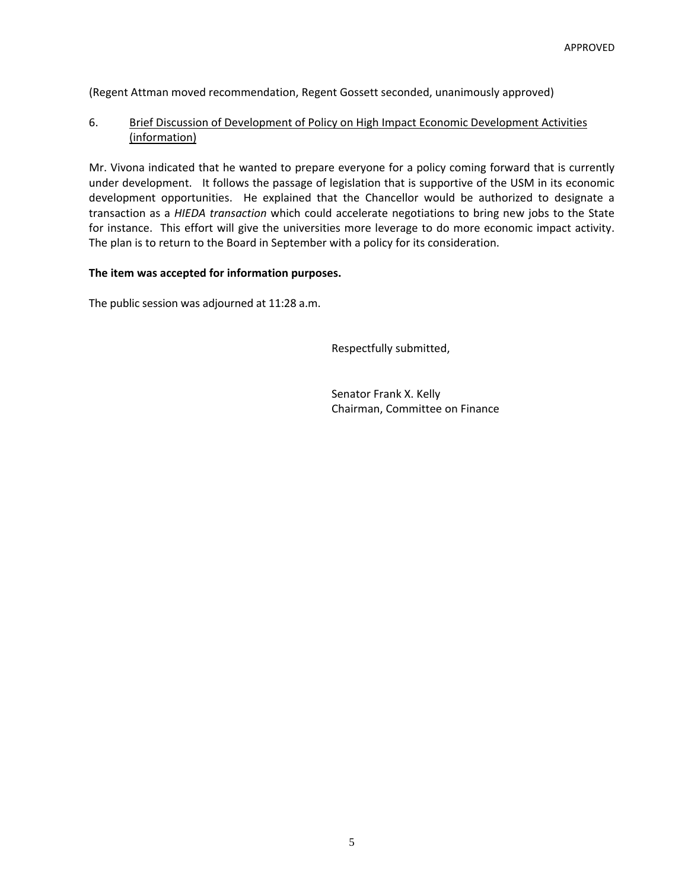(Regent Attman moved recommendation, Regent Gossett seconded, unanimously approved)

6. <u>Brief Discussion of Development of Policy on High Impact Economic Development Activities (information)</u>

Mr. Vivona indicated that he wanted to prepare everyone for a policy coming forward that is currently under development. It follows the passage of legislation that is supportive of the USM in its economic development opportunities. He explained that the Chancellor would be authorized to designate a transaction as a *HIEDA transaction* which could accelerate negotiations to bring new jobs to the State for instance. This effort will give the universities more leverage to do more economic impact activity. The plan is to return to the Board in September with a policy for its consideration.

**The item was accepted for information purposes.**

The public session was adjourned at 11:28 a.m.

Respectfully submitted,

Senator Frank X. Kelly
Chairman, Committee on Finance